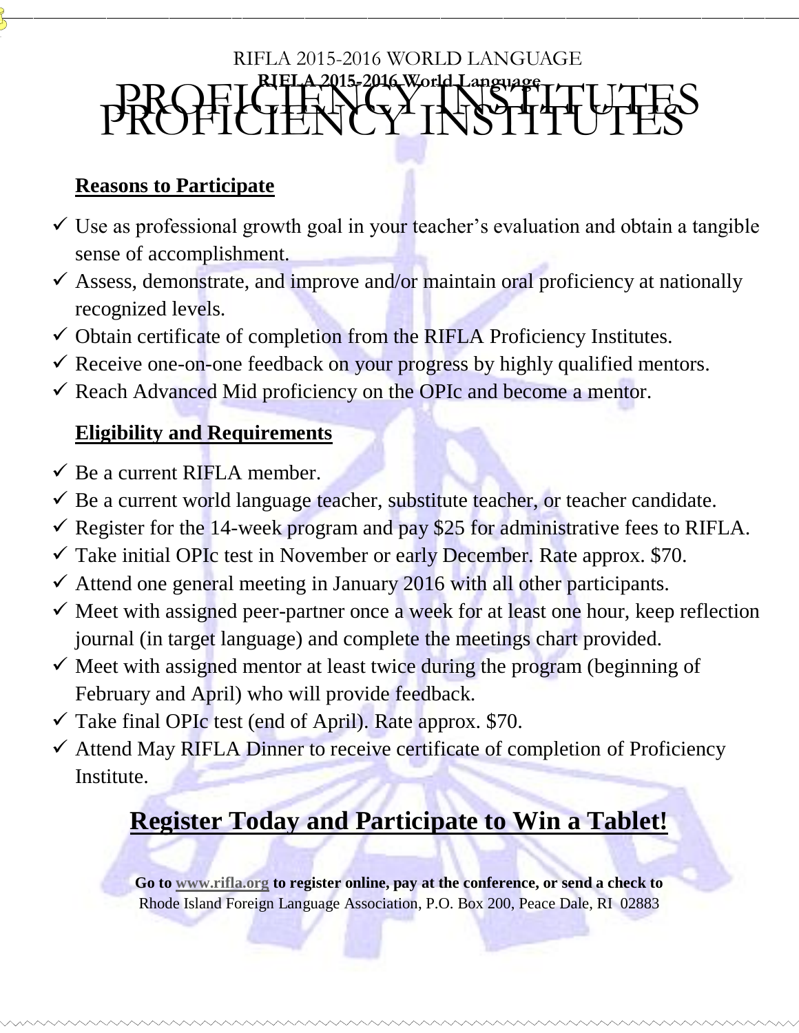# RIFLA 2015-2016 WORLD LANGUAGE PROFICIENCY INSTITUTES

**RIFLA 2015-2016 World Language**

# PROFICIENCY INSTITUTES

## Reasons to Participate

- ✓ Use as professional growth goal in your teacher's evaluation and obtain a tangible sense of accomplishment.
- ✓ Assess, demonstrate, and improve and/or maintain oral proficiency at nationally recognized levels.
- ✓ Obtain certificate of completion from the RIFLA Proficiency Institutes.
- ✓ Receive one-on-one feedback on your progress by highly qualified mentors.
- ✓ Reach Advanced Mid proficiency on the OPIc and become a mentor.

## Eligibility and Requirements

- ✓ Be a current RIFLA member.
- ✓ Be a current world language teacher, substitute teacher, or teacher candidate.
- ✓ Register for the 14-week program and pay $25 for administrative fees to RIFLA.
- ✓ Take initial OPIc test in November or early December. Rate approx. $70.
- ✓ Attend one general meeting in January 2016 with all other participants.
- ✓ Meet with assigned peer-partner once a week for at least one hour, keep reflection journal (in target language) and complete the meetings chart provided.
- ✓ Meet with assigned mentor at least twice during the program (beginning of February and April) who will provide feedback.
- ✓ Take final OPIc test (end of April). Rate approx. $70.
- ✓ Attend May RIFLA Dinner to receive certificate of completion of Proficiency Institute.

## Register Today and Participate to Win a Tablet!

**Go to www.rifla.org to register online, pay at the conference, or send a check to**
Rhode Island Foreign Language Association, P.O. Box 200, Peace Dale, RI 02883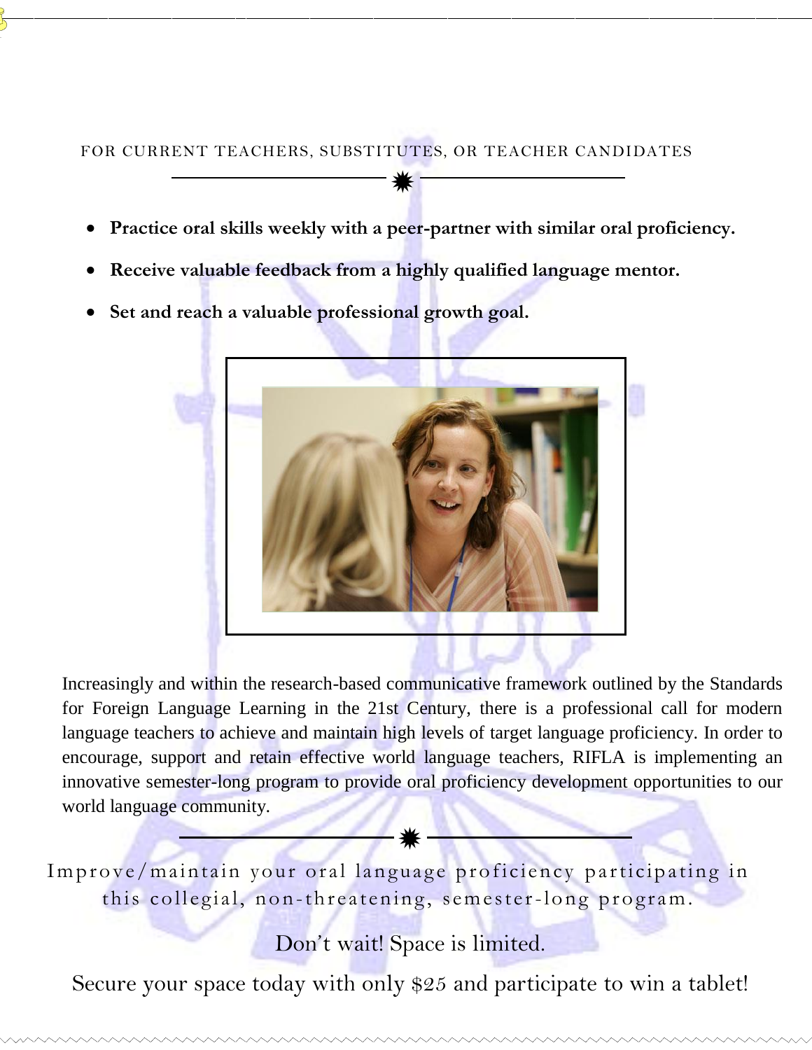FOR CURRENT TEACHERS, SUBSTITUTES, OR TEACHER CANDIDATES

- **Practice oral skills weekly with a peer-partner with similar oral proficiency.**
- **Receive valuable feedback from a highly qualified language mentor.**
- **Set and reach a valuable professional growth goal.**

Increasingly and within the research-based communicative framework outlined by the Standards for Foreign Language Learning in the 21st Century, there is a professional call for modern language teachers to achieve and maintain high levels of target language proficiency. In order to encourage, support and retain effective world language teachers, RIFLA is implementing an innovative semester-long program to provide oral proficiency development opportunities to our world language community.

Improve/maintain your oral language proficiency participating in this collegial, non-threatening, semester-long program.

Don't wait! Space is limited.

Secure your space today with only $25 and participate to win a tablet!